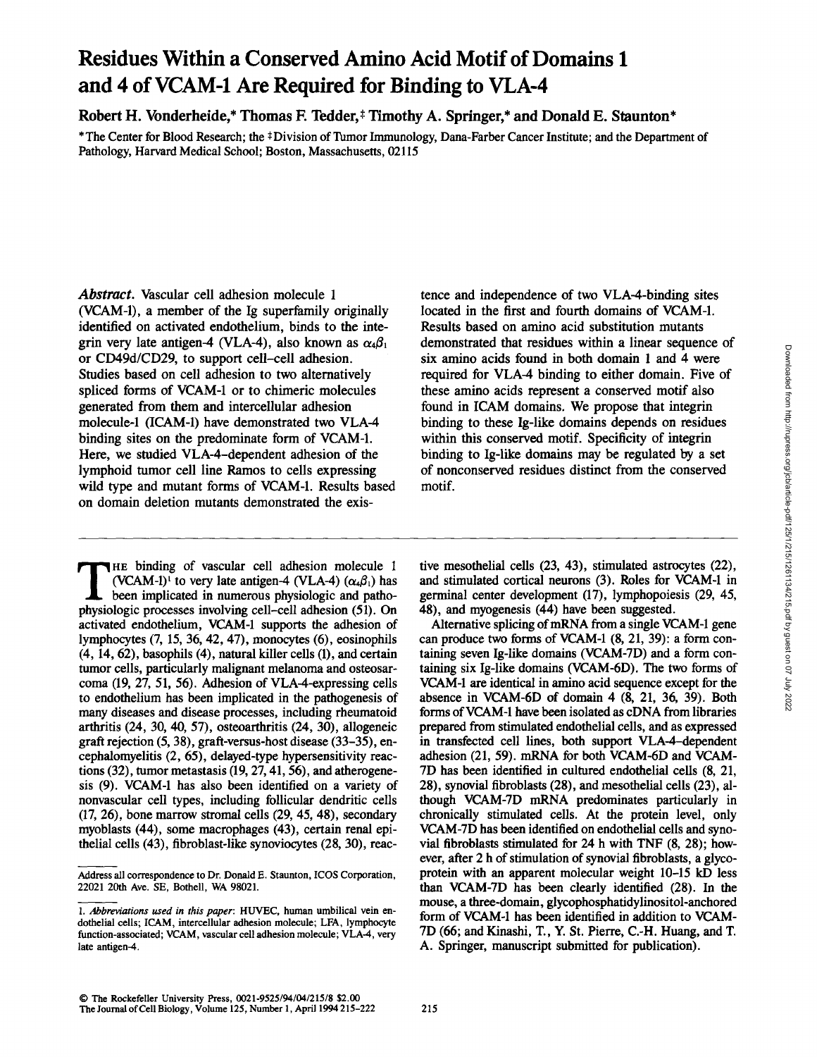# Residues Within a Conserved Amino Acid Motif of Domains 1 and 4 of VCAM-1 Are Required for Binding to VLA-4

**Robert H. Vonderheide,* Thomas F. Tedder,‡ Timothy A. Springer,* and Donald E. Staunton***

*The Center for Blood Research; the ‡Division of Tumor Immunology, Dana-Farber Cancer Institute; and the Department of Pathology, Harvard Medical School; Boston, Massachusetts, 02115

***Abstract.*** Vascular cell adhesion molecule 1 (VCAM-1), a member of the Ig superfamily originally identified on activated endothelium, binds to the integrin very late antigen-4 (VLA-4), also known as $\alpha_4\beta_1$ or CD49d/CD29, to support cell–cell adhesion. Studies based on cell adhesion to two alternatively spliced forms of VCAM-1 or to chimeric molecules generated from them and intercellular adhesion molecule-1 (ICAM-1) have demonstrated two VLA-4 binding sites on the predominate form of VCAM-1. Here, we studied VLA-4–dependent adhesion of the lymphoid tumor cell line Ramos to cells expressing wild type and mutant forms of VCAM-1. Results based on domain deletion mutants demonstrated the existence and independence of two VLA-4–binding sites located in the first and fourth domains of VCAM-1. Results based on amino acid substitution mutants demonstrated that residues within a linear sequence of six amino acids found in both domain 1 and 4 were required for VLA-4 binding to either domain. Five of these amino acids represent a conserved motif also found in ICAM domains. We propose that integrin binding to these Ig-like domains depends on residues within this conserved motif. Specificity of integrin binding to Ig-like domains may be regulated by a set of nonconserved residues distinct from the conserved motif.

The binding of vascular cell adhesion molecule 1 (VCAM-1)[1] to very late antigen-4 (VLA-4) ($\alpha_4\beta_1$) has been implicated in numerous physiologic and pathophysiologic processes involving cell–cell adhesion (51). On activated endothelium, VCAM-1 supports the adhesion of lymphocytes (7, 15, 36, 42, 47), monocytes (6), eosinophils (4, 14, 62), basophils (4), natural killer cells (1), and certain tumor cells, particularly malignant melanoma and osteosarcoma (19, 27, 51, 56). Adhesion of VLA-4-expressing cells to endothelium has been implicated in the pathogenesis of many diseases and disease processes, including rheumatoid arthritis (24, 30, 40, 57), osteoarthritis (24, 30), allogeneic graft rejection (5, 38), graft-versus-host disease (33–35), encephalomyelitis (2, 65), delayed-type hypersensitivity reactions (32), tumor metastasis (19, 27, 41, 56), and atherogenesis (9). VCAM-1 has also been identified on a variety of nonvascular cell types, including follicular dendritic cells (17, 26), bone marrow stromal cells (29, 45, 48), secondary myoblasts (44), some macrophages (43), certain renal epithelial cells (43), fibroblast-like synoviocytes (28, 30), reactive mesothelial cells (23, 43), stimulated astrocytes (22), and stimulated cortical neurons (3). Roles for VCAM-1 in germinal center development (17), lymphopoiesis (29, 45, 48), and myogenesis (44) have been suggested.

Alternative splicing of mRNA from a single VCAM-1 gene can produce two forms of VCAM-1 (8, 21, 39): a form containing seven Ig-like domains (VCAM-7D) and a form containing six Ig-like domains (VCAM-6D). The two forms of VCAM-1 are identical in amino acid sequence except for the absence in VCAM-6D of domain 4 (8, 21, 36, 39). Both forms of VCAM-1 have been isolated as cDNA from libraries prepared from stimulated endothelial cells, and as expressed in transfected cell lines, both support VLA-4–dependent adhesion (21, 59). mRNA for both VCAM-6D and VCAM-7D has been identified in cultured endothelial cells (8, 21, 28), synovial fibroblasts (28), and mesothelial cells (23), although VCAM-7D mRNA predominates particularly in chronically stimulated cells. At the protein level, only VCAM-7D has been identified on endothelial cells and synovial fibroblasts stimulated for 24 h with TNF (8, 28); however, after 2 h of stimulation of synovial fibroblasts, a glycoprotein with an apparent molecular weight 10–15 kD less than VCAM-7D has been clearly identified (28). In the mouse, a three-domain, glycophosphatidylinositol-anchored form of VCAM-1 has been identified in addition to VCAM-7D (66; and Kinashi, T., Y. St. Pierre, C.-H. Huang, and T. A. Springer, manuscript submitted for publication).

Address all correspondence to Dr. Donald E. Staunton, ICOS Corporation, 22021 20th Ave. SE, Bothell, WA 98021.

1. *Abbreviations used in this paper*: HUVEC, human umbilical vein endothelial cells; ICAM, intercellular adhesion molecule; LFA, lymphocyte function-associated; VCAM, vascular cell adhesion molecule; VLA-4, very late antigen-4.

© The Rockefeller University Press, 0021-9525/94/04/215/8 $2.00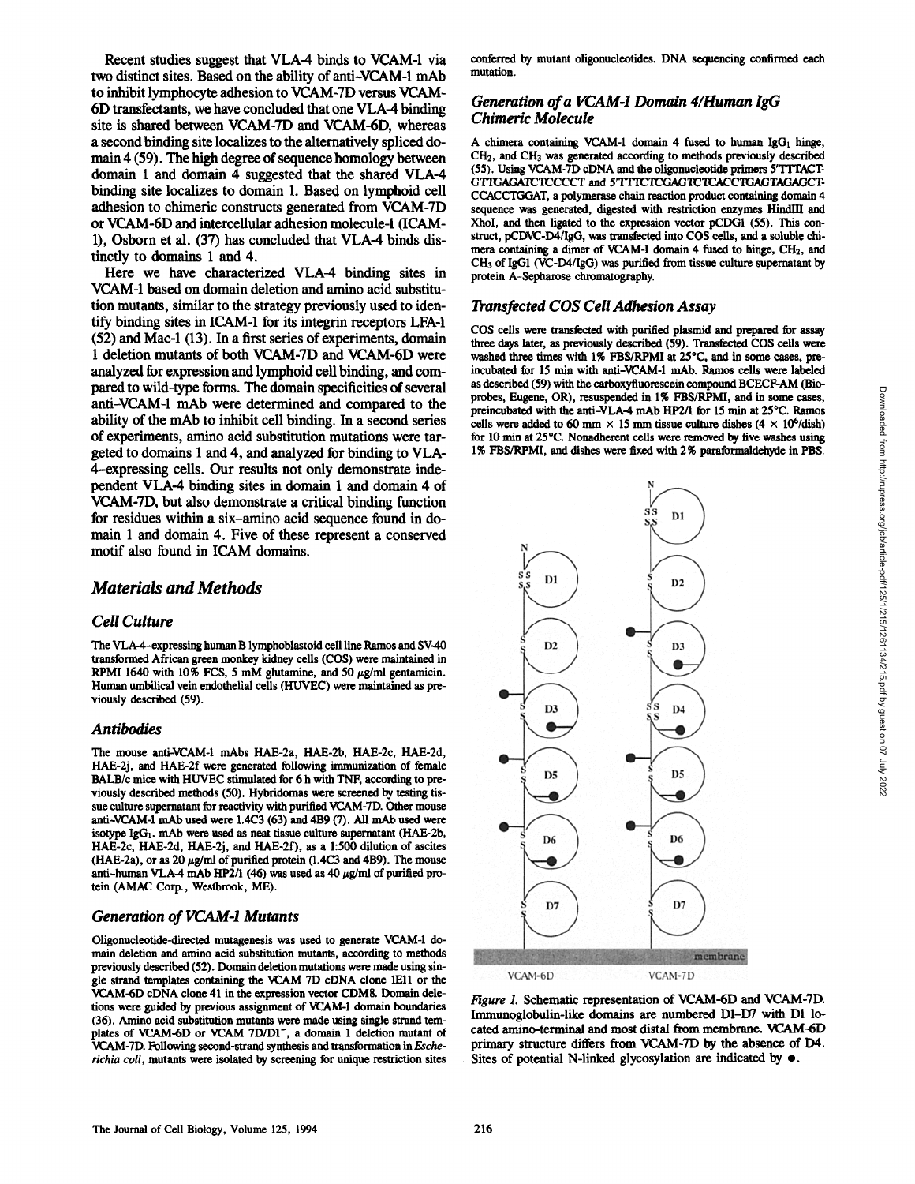Recent studies suggest that VLA-4 binds to VCAM-1 via two distinct sites. Based on the ability of anti–VCAM-1 mAb to inhibit lymphocyte adhesion to VCAM-7D versus VCAM-6D transfectants, we have concluded that one VLA-4 binding site is shared between VCAM-7D and VCAM-6D, whereas a second binding site localizes to the alternatively spliced domain 4 (59). The high degree of sequence homology between domain 1 and domain 4 suggested that the shared VLA-4 binding site localizes to domain 1. Based on lymphoid cell adhesion to chimeric constructs generated from VCAM-7D or VCAM-6D and intercellular adhesion molecule-1 (ICAM-1), Osborn et al. (37) has concluded that VLA-4 binds distinctly to domains 1 and 4.

Here we have characterized VLA-4 binding sites in VCAM-1 based on domain deletion and amino acid substitution mutants, similar to the strategy previously used to identify binding sites in ICAM-1 for its integrin receptors LFA-1 (52) and Mac-1 (13). In a first series of experiments, domain 1 deletion mutants of both VCAM-7D and VCAM-6D were analyzed for expression and lymphoid cell binding, and compared to wild-type forms. The domain specificities of several anti–VCAM-1 mAb were determined and compared to the ability of the mAb to inhibit cell binding. In a second series of experiments, amino acid substitution mutations were targeted to domains 1 and 4, and analyzed for binding to VLA-4–expressing cells. Our results not only demonstrate independent VLA-4 binding sites in domain 1 and domain 4 of VCAM-7D, but also demonstrate a critical binding function for residues within a six–amino acid sequence found in domain 1 and domain 4. Five of these represent a conserved motif also found in ICAM domains.

## Materials and Methods

### Cell Culture

The VLA-4–expressing human B lymphoblastoid cell line Ramos and SV-40 transformed African green monkey kidney cells (COS) were maintained in RPMI 1640 with 10% FCS, 5 mM glutamine, and 50 μg/ml gentamicin. Human umbilical vein endothelial cells (HUVEC) were maintained as previously described (59).

### Antibodies

The mouse anti-VCAM-1 mAbs HAE-2a, HAE-2b, HAE-2c, HAE-2d, HAE-2j, and HAE-2f were generated following immunization of female BALB/c mice with HUVEC stimulated for 6 h with TNF, according to previously described methods (50). Hybridomas were screened by testing tissue culture supernatant for reactivity with purified VCAM-7D. Other mouse anti-VCAM-1 mAb used were 1.4C3 (63) and 4B9 (7). All mAb used were isotype $IgG_1$. mAb were used as neat tissue culture supernatant (HAE-2b, HAE-2c, HAE-2d, HAE-2j, and HAE-2f), as a 1:500 dilution of ascites (HAE-2a), or as 20 μg/ml of purified protein (1.4C3 and 4B9). The mouse anti–human VLA-4 mAb HP2/1 (46) was used as 40 μg/ml of purified protein (AMAC Corp., Westbrook, ME).

### Generation of VCAM-1 Mutants

Oligonucleotide-directed mutagenesis was used to generate VCAM-1 domain deletion and amino acid substitution mutants, according to methods previously described (52). Domain deletion mutations were made using single strand templates containing the VCAM 7D cDNA clone 1E11 or the VCAM-6D cDNA clone 41 in the expression vector CDM8. Domain deletions were guided by previous assignment of VCAM-1 domain boundaries (36). Amino acid substitution mutants were made using single strand templates of VCAM-6D or VCAM 7D/D1⁻, a domain 1 deletion mutant of VCAM-7D. Following second-strand synthesis and transformation in *Escherichia coli*, mutants were isolated by screening for unique restriction sites conferred by mutant oligonucleotides. DNA sequencing confirmed each mutation.

### Generation of a VCAM-1 Domain 4/Human IgG Chimeric Molecule

A chimera containing VCAM-1 domain 4 fused to human $IgG_1$ hinge, $CH_2$, and $CH_3$ was generated according to methods previously described (55). Using VCAM-7D cDNA and the oligonucleotide primers 5'TTTACTGTTGAGATCTCCCCT and 5'TTTCTCGAGTCTCACCTGAGTAGAGCTCCACCTGGAT, a polymerase chain reaction product containing domain 4 sequence was generated, digested with restriction enzymes HindIII and XhoI, and then ligated to the expression vector pCDG1 (55). This construct, pCDVC-D4/IgG, was transfected into COS cells, and a soluble chimera containing a dimer of VCAM-1 domain 4 fused to hinge, $CH_2$, and $CH_3$ of IgG1 (VC-D4/IgG) was purified from tissue culture supernatant by protein A–Sepharose chromatography.

### Transfected COS Cell Adhesion Assay

COS cells were transfected with purified plasmid and prepared for assay three days later, as previously described (59). Transfected COS cells were washed three times with 1% FBS/RPMI at 25°C, and in some cases, preincubated for 15 min with anti–VCAM-1 mAb. Ramos cells were labeled as described (59) with the carboxyfluorescein compound BCECF-AM (Bioprobes, Eugene, OR), resuspended in 1% FBS/RPMI, and in some cases, preincubated with the anti–VLA-4 mAb HP2/1 for 15 min at 25°C. Ramos cells were added to 60 mm × 15 mm tissue culture dishes (4 × $10^6$/dish) for 10 min at 25°C. Nonadherent cells were removed by five washes using 1% FBS/RPMI, and dishes were fixed with 2% paraformaldehyde in PBS.

N
D1
D2
D3
D5
D6
D7
VCAM-6D

N
D1
D2
D3
D4
D5
D6
D7
membrane
VCAM-7D

*Figure 1.* Schematic representation of VCAM-6D and VCAM-7D. Immunoglobulin-like domains are numbered D1–D7 with D1 located amino-terminal and most distal from membrane. VCAM-6D primary structure differs from VCAM-7D by the absence of D4. Sites of potential N-linked glycosylation are indicated by ●.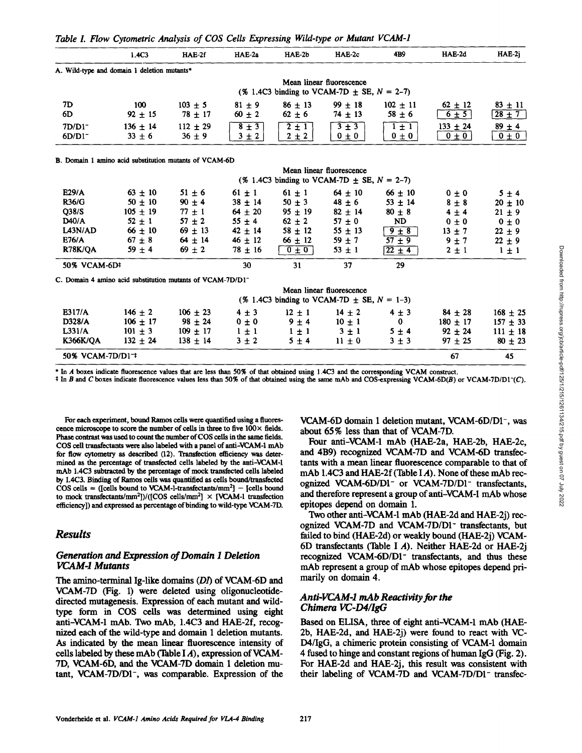*Table I. Flow Cytometric Analysis of COS Cells Expressing Wild-type or Mutant VCAM-1*

| | 1.4C3 | HAE-2f | HAE-2a | HAE-2b | HAE-2c | 4B9 | HAE-2d | HAE-2j |
|---|---|---|---|---|---|---|---|---|
| A. Wild-type and domain 1 deletion mutants* | | | | | | | | |
| | | | Mean linear fluorescence (% 1.4C3 binding to VCAM-7D ± SE, N = 2–7) | | | | | |
| 7D | 100 | 103 ± 5 | 81 ± 9 | 86 ± 13 | 99 ± 18 | 102 ± 11 | 62 ± 12 | 83 ± 11 |
| 6D | 92 ± 15 | 78 ± 17 | 60 ± 2 | 62 ± 6 | 74 ± 13 | 58 ± 6 | [6 ± 5] | [28 ± 7] |
| 7D/D1⁻ | 136 ± 14 | 112 ± 29 | [8 ± 3] | [2 ± 1] | [3 ± 3] | [1 ± 1] | 133 ± 24 | 89 ± 4 |
| 6D/D1⁻ | 33 ± 6 | 36 ± 9 | [3 ± 2] | [2 ± 2] | [0 ± 0] | [0 ± 0] | [0 ± 0] | [0 ± 0] |
| B. Domain 1 amino acid substitution mutants of VCAM-6D | | | | | | | | |
| | | | Mean linear fluorescence (% 1.4C3 binding to VCAM-7D ± SE, N = 2–7) | | | | | |
| E29/A | 63 ± 10 | 51 ± 6 | 61 ± 1 | 61 ± 1 | 64 ± 10 | 66 ± 10 | 0 ± 0 | 5 ± 4 |
| R36/G | 50 ± 10 | 90 ± 4 | 38 ± 14 | 50 ± 3 | 48 ± 6 | 53 ± 14 | 8 ± 8 | 20 ± 10 |
| Q38/S | 105 ± 19 | 77 ± 1 | 64 ± 20 | 95 ± 19 | 82 ± 14 | 80 ± 8 | 4 ± 4 | 21 ± 9 |
| D40/A | 52 ± 1 | 57 ± 2 | 55 ± 4 | 62 ± 2 | 57 ± 0 | ND | 0 ± 0 | 0 ± 0 |
| L43N/AD | 66 ± 10 | 69 ± 13 | 42 ± 14 | 58 ± 12 | 55 ± 13 | [9 ± 8] | 13 ± 7 | 22 ± 9 |
| E76/A | 67 ± 8 | 64 ± 14 | 46 ± 12 | 66 ± 12 | 59 ± 7 | [57 ± 9] | 9 ± 7 | 22 ± 9 |
| R78K/QA | 59 ± 4 | 69 ± 2 | 78 ± 16 | [0 ± 0] | 53 ± 1 | [22 ± 4] | 2 ± 1 | 1 ± 1 |
| 50% VCAM-6D‡ | | | 30 | 31 | 37 | 29 | | |
| C. Domain 4 amino acid substitution mutants of VCAM-7D/D1⁻ | | | | | | | | |
| | | | Mean linear fluorescence (% 1.4C3 binding to VCAM-7D ± SE, N = 1–3) | | | | | |
| E317/A | 146 ± 2 | 106 ± 23 | 4 ± 3 | 12 ± 1 | 14 ± 2 | 4 ± 3 | 84 ± 28 | 168 ± 25 |
| D328/A | 106 ± 17 | 98 ± 24 | 0 ± 0 | 9 ± 4 | 10 ± 1 | 0 | 180 ± 17 | 157 ± 33 |
| L331/A | 101 ± 3 | 109 ± 17 | 1 ± 1 | 1 ± 1 | 3 ± 1 | 5 ± 4 | 92 ± 24 | 111 ± 18 |
| K366K/QA | 132 ± 24 | 138 ± 14 | 3 ± 2 | 5 ± 4 | 11 ± 0 | 3 ± 3 | 97 ± 25 | 80 ± 23 |
| 50% VCAM-7D/D1⁻‡ | | | | | | | 67 | 45 |

\* In *A* boxes indicate fluorescence values that are less than 50% of that obtained using 1.4C3 and the corresponding VCAM construct.

‡ In *B* and *C* boxes indicate fluorescence values less than 50% of that obtained using the same mAb and COS-expressing VCAM-6D(*B*) or VCAM-7D/D1⁻(*C*).

For each experiment, bound Ramos cells were quantified using a fluorescence microscope to score the number of cells in three to five 100× fields. Phase contrast was used to count the number of COS cells in the same fields. COS cell transfectants were also labeled with a panel of anti-VCAM-1 mAb for flow cytometry as described (12). Transfection efficiency was determined as the percentage of transfected cells labeled by the anti-VCAM-1 mAb 1.4C3 subtracted by the percentage of mock transfected cells labeled by 1.4C3. Binding of Ramos cells was quantified as cells bound/transfected COS cells = ([cells bound to VCAM-1-transfectants/mm$^2$] − [cells bound to mock transfectants/mm$^2$])/([COS cells/mm$^2$] × [VCAM-1 transfection efficiency]) and expressed as percentage of binding to wild-type VCAM-7D.

## Results

### Generation and Expression of Domain 1 Deletion VCAM-1 Mutants

The amino-terminal Ig-like domains (*D1*) of VCAM-6D and VCAM-7D (Fig. 1) were deleted using oligonucleotide-directed mutagenesis. Expression of each mutant and wild-type form in COS cells was determined using eight anti-VCAM-1 mAb. Two mAb, 1.4C3 and HAE-2f, recognized each of the wild-type and domain 1 deletion mutants. As indicated by the mean linear fluorescence intensity of cells labeled by these mAb (Table I *A*), expression of VCAM-7D, VCAM-6D, and the VCAM-7D domain 1 deletion mutant, VCAM-7D/D1⁻, was comparable. Expression of the VCAM-6D domain 1 deletion mutant, VCAM-6D/D1⁻, was about 65% less than that of VCAM-7D.

Four anti-VCAM-1 mAb (HAE-2a, HAE-2b, HAE-2c, and 4B9) recognized VCAM-7D and VCAM-6D transfectants with a mean linear fluorescence comparable to that of mAb 1.4C3 and HAE-2f (Table I *A*). None of these mAb recognized VCAM-6D/D1⁻ or VCAM-7D/D1⁻ transfectants, and therefore represent a group of anti-VCAM-1 mAb whose epitopes depend on domain 1.

Two other anti-VCAM-1 mAb (HAE-2d and HAE-2j) recognized VCAM-7D and VCAM-7D/D1⁻ transfectants, but failed to bind (HAE-2d) or weakly bound (HAE-2j) VCAM-6D transfectants (Table I *A*). Neither HAE-2d or HAE-2j recognized VCAM-6D/D1⁻ transfectants, and thus these mAb represent a group of mAb whose epitopes depend primarily on domain 4.

### Anti-VCAM-1 mAb Reactivity for the Chimera VC-D4/IgG

Based on ELISA, three of eight anti-VCAM-1 mAb (HAE-2b, HAE-2d, and HAE-2j) were found to react with VC-D4/IgG, a chimeric protein consisting of VCAM-1 domain 4 fused to hinge and constant regions of human IgG (Fig. 2). For HAE-2d and HAE-2j, this result was consistent with their labeling of VCAM-7D and VCAM-7D/D1⁻ transfec-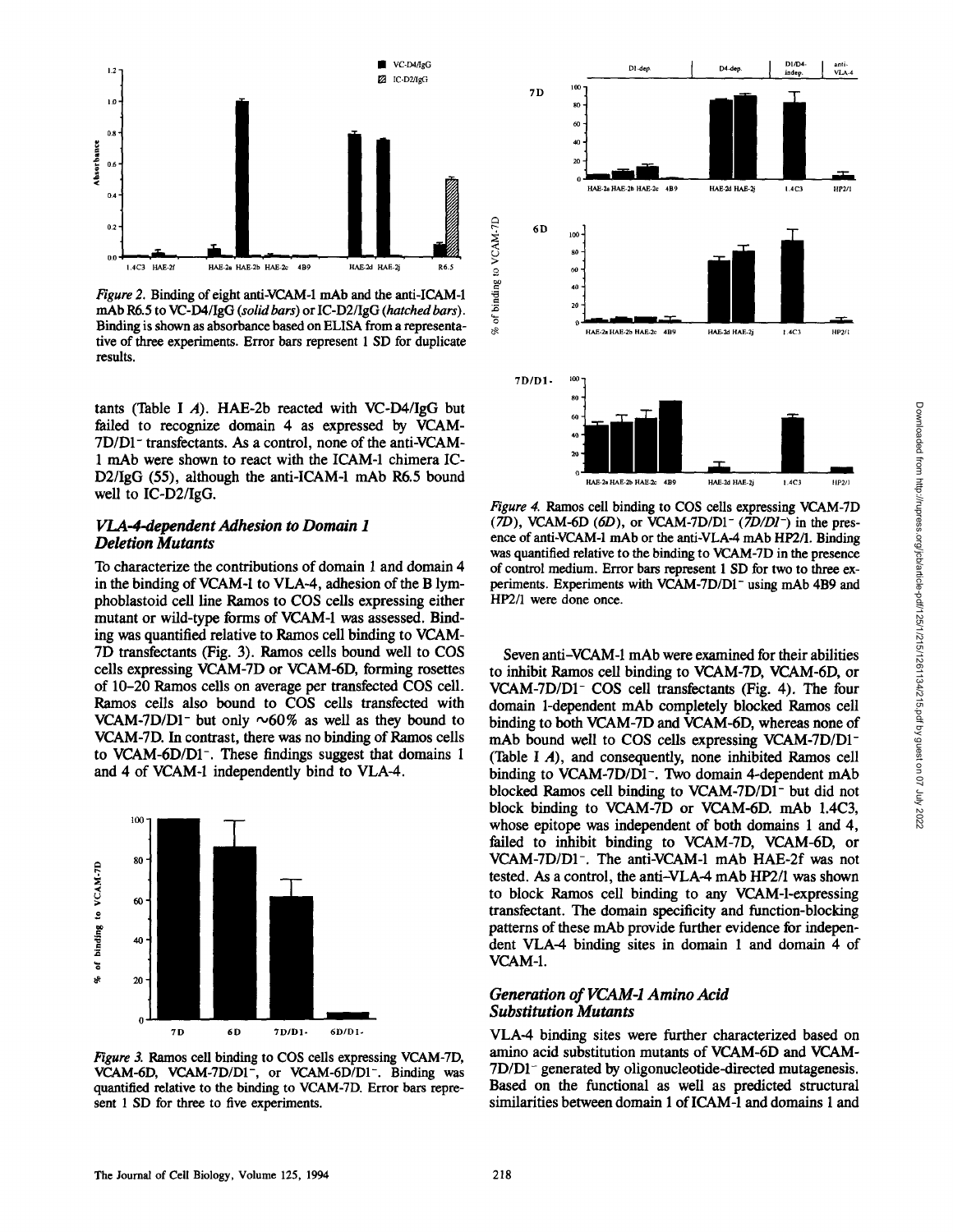1.2
■ VC-D4/IgG
▨ IC-D2/IgG
1.0
0.8
Absorbance
0.6
0.4
0.2
0.0
1.4C3 HAE-2f HAE-2a HAE-2b HAE-2c 4B9 HAE-2d HAE-2j R6.5

*Figure 2.* Binding of eight anti-VCAM-1 mAb and the anti-ICAM-1 mAb R6.5 to VC-D4/IgG (*solid bars*) or IC-D2/IgG (*hatched bars*). Binding is shown as absorbance based on ELISA from a representative of three experiments. Error bars represent 1 SD for duplicate results.

tants (Table I *A*). HAE-2b reacted with VC-D4/IgG but failed to recognize domain 4 as expressed by VCAM-7D/D1⁻ transfectants. As a control, none of the anti-VCAM-1 mAb were shown to react with the ICAM-1 chimera IC-D2/IgG (55), although the anti-ICAM-1 mAb R6.5 bound well to IC-D2/IgG.

### *VLA-4-dependent Adhesion to Domain 1 Deletion Mutants*

To characterize the contributions of domain 1 and domain 4 in the binding of VCAM-1 to VLA-4, adhesion of the B lymphoblastoid cell line Ramos to COS cells expressing either mutant or wild-type forms of VCAM-1 was assessed. Binding was quantified relative to Ramos cell binding to VCAM-7D transfectants (Fig. 3). Ramos cells bound well to COS cells expressing VCAM-7D or VCAM-6D, forming rosettes of 10–20 Ramos cells on average per transfected COS cell. Ramos cells also bound to COS cells transfected with VCAM-7D/D1⁻ but only ~60% as well as they bound to VCAM-7D. In contrast, there was no binding of Ramos cells to VCAM-6D/D1⁻. These findings suggest that domains 1 and 4 of VCAM-1 independently bind to VLA-4.

100
80
60
% of binding to VCAM-7D
40
20
0
7D 6D 7D/D1- 6D/D1-

*Figure 3.* Ramos cell binding to COS cells expressing VCAM-7D, VCAM-6D, VCAM-7D/D1⁻, or VCAM-6D/D1⁻. Binding was quantified relative to the binding to VCAM-7D. Error bars represent 1 SD for three to five experiments.

D1-dep. D4-dep. D1/D4-indep. anti-VLA-4
7D
100
80
60
40
20
0
HAE-2a HAE-2b HAE-2c 4B9 HAE-2d HAE-2j 1.4C3 HP2/1
% of binding to VCAM-7D
6D
100
80
60
40
20
0
HAE-2a HAE-2b HAE-2c 4B9 HAE-2d HAE-2j 1.4C3 HP2/1
7D/D1-
100
80
60
40
20
0
HAE-2a HAE-2b HAE-2c 4B9 HAE-2d HAE-2j 1.4C3 HP2/1

*Figure 4.* Ramos cell binding to COS cells expressing VCAM-7D (*7D*), VCAM-6D (*6D*), or VCAM-7D/D1⁻ (*7D/D1⁻*) in the presence of anti-VCAM-1 mAb or the anti-VLA-4 mAb HP2/1. Binding was quantified relative to the binding to VCAM-7D in the presence of control medium. Error bars represent 1 SD for two to three experiments. Experiments with VCAM-7D/D1⁻ using mAb 4B9 and HP2/1 were done once.

Seven anti-VCAM-1 mAb were examined for their abilities to inhibit Ramos cell binding to VCAM-7D, VCAM-6D, or VCAM-7D/D1⁻ COS cell transfectants (Fig. 4). The four domain 1-dependent mAb completely blocked Ramos cell binding to both VCAM-7D and VCAM-6D, whereas none of mAb bound well to COS cells expressing VCAM-7D/D1⁻ (Table I *A*), and consequently, none inhibited Ramos cell binding to VCAM-7D/D1⁻. Two domain 4-dependent mAb blocked Ramos cell binding to VCAM-7D/D1⁻ but did not block binding to VCAM-7D or VCAM-6D. mAb 1.4C3, whose epitope was independent of both domains 1 and 4, failed to inhibit binding to VCAM-7D, VCAM-6D, or VCAM-7D/D1⁻. The anti-VCAM-1 mAb HAE-2f was not tested. As a control, the anti-VLA-4 mAb HP2/1 was shown to block Ramos cell binding to any VCAM-1-expressing transfectant. The domain specificity and function-blocking patterns of these mAb provide further evidence for independent VLA-4 binding sites in domain 1 and domain 4 of VCAM-1.

### *Generation of VCAM-1 Amino Acid Substitution Mutants*

VLA-4 binding sites were further characterized based on amino acid substitution mutants of VCAM-6D and VCAM-7D/D1⁻ generated by oligonucleotide-directed mutagenesis. Based on the functional as well as predicted structural similarities between domain 1 of ICAM-1 and domains 1 and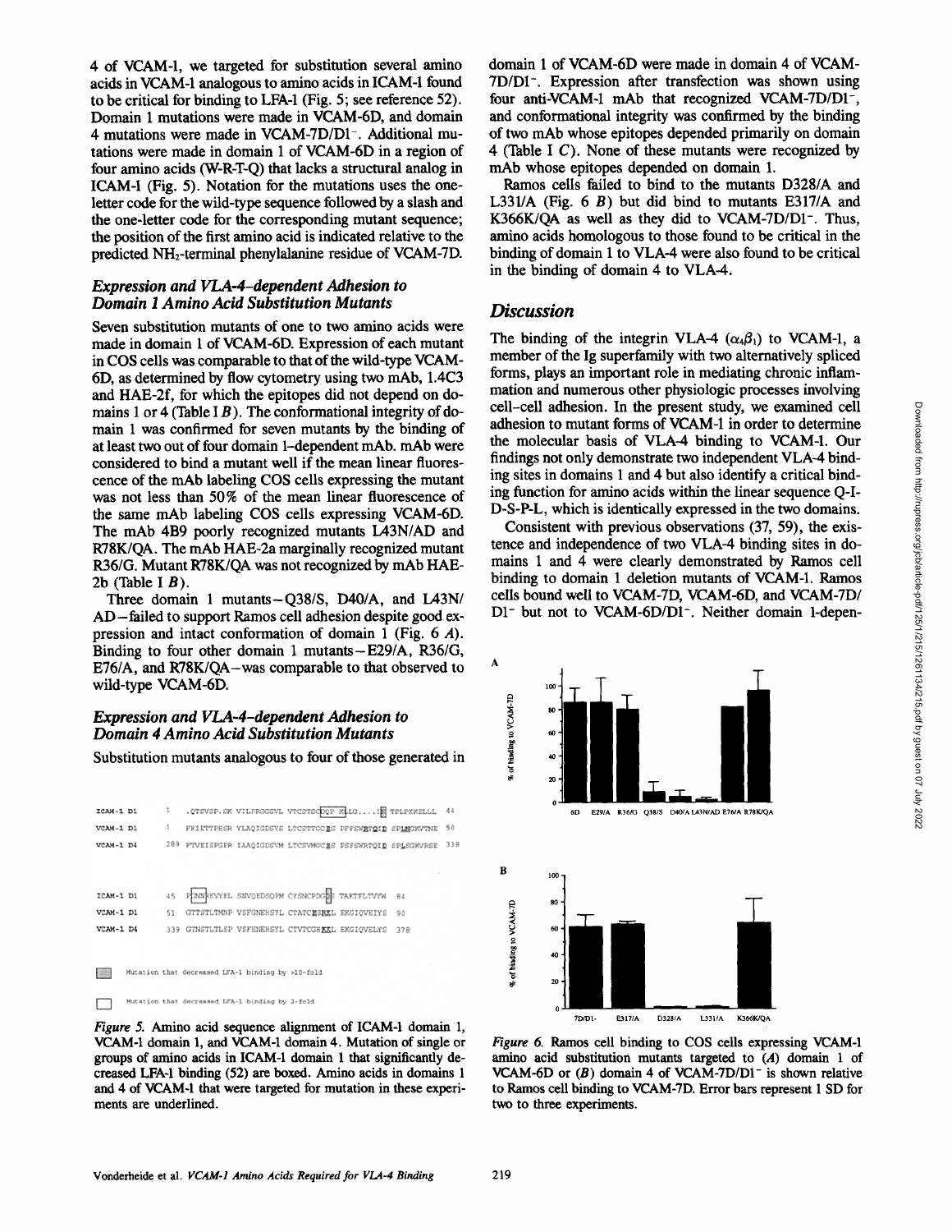4 of VCAM-1, we targeted for substitution several amino acids in VCAM-1 analogous to amino acids in ICAM-1 found to be critical for binding to LFA-1 (Fig. 5; see reference 52). Domain 1 mutations were made in VCAM-6D, and domain 4 mutations were made in VCAM-7D/D1⁻. Additional mutations were made in domain 1 of VCAM-6D in a region of four amino acids (W-R-T-Q) that lacks a structural analog in ICAM-1 (Fig. 5). Notation for the mutations uses the one-letter code for the wild-type sequence followed by a slash and the one-letter code for the corresponding mutant sequence; the position of the first amino acid is indicated relative to the predicted $NH_2$-terminal phenylalanine residue of VCAM-7D.

### *Expression and VLA-4–dependent Adhesion to Domain 1 Amino Acid Substitution Mutants*

Seven substitution mutants of one to two amino acids were made in domain 1 of VCAM-6D. Expression of each mutant in COS cells was comparable to that of the wild-type VCAM-6D, as determined by flow cytometry using two mAb, 1.4C3 and HAE-2f, for which the epitopes did not depend on domains 1 or 4 (Table I *B*). The conformational integrity of domain 1 was confirmed for seven mutants by the binding of at least two out of four domain 1–dependent mAb. mAb were considered to bind a mutant well if the mean linear fluorescence of the mAb labeling COS cells expressing the mutant was not less than 50% of the mean linear fluorescence of the same mAb labeling COS cells expressing VCAM-6D. The mAb 4B9 poorly recognized mutants L43N/AD and R78K/QA. The mAb HAE-2a marginally recognized mutant R36/G. Mutant R78K/QA was not recognized by mAb HAE-2b (Table I *B*).

Three domain 1 mutants—Q38/S, D40/A, and L43N/AD—failed to support Ramos cell adhesion despite good expression and intact conformation of domain 1 (Fig. 6 *A*). Binding to four other domain 1 mutants—E29/A, R36/G, E76/A, and R78K/QA—was comparable to that observed to wild-type VCAM-6D.

### *Expression and VLA-4–dependent Adhesion to Domain 4 Amino Acid Substitution Mutants*

Substitution mutants analogous to four of those generated in domain 1 of VCAM-6D were made in domain 4 of VCAM-7D/D1⁻. Expression after transfection was shown using four anti-VCAM-1 mAb that recognized VCAM-7D/D1⁻, and conformational integrity was confirmed by the binding of two mAb whose epitopes depended primarily on domain 4 (Table I *C*). None of these mutants were recognized by mAb whose epitopes depended on domain 1.

Ramos cells failed to bind to the mutants D328/A and L331/A (Fig. 6 *B*) but did bind to mutants E317/A and K366K/QA as well as they did to VCAM-7D/D1⁻. Thus, amino acids homologous to those found to be critical in the binding of domain 1 to VLA-4 were also found to be critical in the binding of domain 4 to VLA-4.

```
ICAM-1 D1    1   .QTSVSP.SK VILPRGGSVL VTCSTSCDQP KLLG....IE TPLPKKELLL  44
VCAM-1 D1    1   FKIETTPESR YLAQIGDSVS LTCSTTGCES PFFSWRTQID SPLNGKVTNE  50
VCAM-1 D4   289  FTVEISPGPR IAAQIGDSVM LTCSVMGCES PSFSWRTQID SPLSGKVRSE  338

ICAM-1 D1   45   PGNNRKVYEL SNVQEDSQPM CYSNCPDGQS TAKTFLTVYW  84
VCAM-1 D1   51   GTTSTLTMNP VSFGNEHSYL CTATCESRKL EKGIQVEIYS  90
VCAM-1 D4   339  GTNSTLTLSP VSFENEHSYL CTVTCGHKKL EKGIQVELYS  378
```

Mutation that decreased LFA-1 binding by >10-fold

Mutation that decreased LFA-1 binding by 3-fold

*Figure 5.* Amino acid sequence alignment of ICAM-1 domain 1, VCAM-1 domain 1, and VCAM-1 domain 4. Mutation of single or groups of amino acids in ICAM-1 domain 1 that significantly decreased LFA-1 binding (52) are boxed. Amino acids in domains 1 and 4 of VCAM-1 that were targeted for mutation in these experiments are underlined.

## Discussion

The binding of the integrin VLA-4 ($\alpha_4\beta_1$) to VCAM-1, a member of the Ig superfamily with two alternatively spliced forms, plays an important role in mediating chronic inflammation and numerous other physiologic processes involving cell–cell adhesion. In the present study, we examined cell adhesion to mutant forms of VCAM-1 in order to determine the molecular basis of VLA-4 binding to VCAM-1. Our findings not only demonstrate two independent VLA-4 binding sites in domains 1 and 4 but also identify a critical binding function for amino acids within the linear sequence Q-I-D-S-P-L, which is identically expressed in the two domains.

Consistent with previous observations (37, 59), the existence and independence of two VLA-4 binding sites in domains 1 and 4 were clearly demonstrated by Ramos cell binding to domain 1 deletion mutants of VCAM-1. Ramos cells bound well to VCAM-7D, VCAM-6D, and VCAM-7D/D1⁻ but not to VCAM-6D/D1⁻. Neither domain 1-depen-

A

% of binding to VCAM-7D

100
80
60
40
20
0

6D E29/A R36/G Q38/S D40/A L43N/AD E76/A R78K/QA

B

% of binding to VCAM-7D

100
80
60
40
20
0

7D/D1- E317/A D328/A L331/A K366K/QA

*Figure 6.* Ramos cell binding to COS cells expressing VCAM-1 amino acid substitution mutants targeted to (*A*) domain 1 of VCAM-6D or (*B*) domain 4 of VCAM-7D/D1⁻ is shown relative to Ramos cell binding to VCAM-7D. Error bars represent 1 SD for two to three experiments.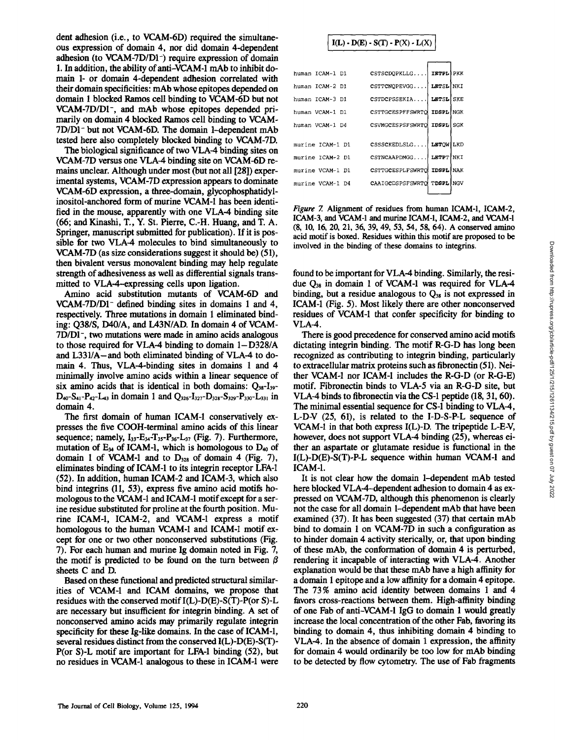dent adhesion (i.e., to VCAM-6D) required the simultaneous expression of domain 4, nor did domain 4-dependent adhesion (to VCAM-7D/D1$^-$) require expression of domain 1. In addition, the ability of anti-VCAM-1 mAb to inhibit domain 1- or domain 4-dependent adhesion correlated with their domain specificities: mAb whose epitopes depended on domain 1 blocked Ramos cell binding to VCAM-6D but not VCAM-7D/D1$^-$, and mAb whose epitopes depended primarily on domain 4 blocked Ramos cell binding to VCAM-7D/D1$^-$ but not VCAM-6D. The domain 1-dependent mAb tested here also completely blocked binding to VCAM-7D.

The biological significance of two VLA-4 binding sites on VCAM-7D versus one VLA-4 binding site on VCAM-6D remains unclear. Although under most (but not all [28]) experimental systems, VCAM-7D expression appears to dominate VCAM-6D expression, a three-domain, glycophosphatidylinositol-anchored form of murine VCAM-1 has been identified in the mouse, apparently with one VLA-4 binding site (66; and Kinashi, T., Y. St. Pierre, C.-H. Huang, and T. A. Springer, manuscript submitted for publication). If it is possible for two VLA-4 molecules to bind simultaneously to VCAM-7D (as size considerations suggest it should be) (51), then bivalent versus monovalent binding may help regulate strength of adhesiveness as well as differential signals transmitted to VLA-4-expressing cells upon ligation.

Amino acid substitution mutants of VCAM-6D and VCAM-7D/D1$^-$ defined binding sites in domains 1 and 4, respectively. Three mutations in domain 1 eliminated binding: Q38/S, D40/A, and L43N/AD. In domain 4 of VCAM-7D/D1$^-$, two mutations were made in amino acids analogous to those required for VLA-4 binding to domain 1—D328/A and L331/A—and both eliminated binding of VLA-4 to domain 4. Thus, VLA-4-binding sites in domains 1 and 4 minimally involve amino acids within a linear sequence of six amino acids that is identical in both domains: $Q_{38}$-$I_{39}$-$D_{40}$-$S_{41}$-$P_{42}$-$L_{43}$ in domain 1 and $Q_{326}$-$I_{327}$-$D_{328}$-$S_{329}$-$P_{330}$-$L_{331}$ in domain 4.

The first domain of human ICAM-1 conservatively expresses the five COOH-terminal amino acids of this linear sequence; namely, $I_{33}$-$E_{34}$-$T_{35}$-$P_{36}$-$L_{37}$ (Fig. 7). Furthermore, mutation of $E_{34}$ of ICAM-1, which is homologous to $D_{40}$ of domain 1 of VCAM-1 and to $D_{328}$ of domain 4 (Fig. 7), eliminates binding of ICAM-1 to its integrin receptor LFA-1 (52). In addition, human ICAM-2 and ICAM-3, which also bind integrins (11, 53), express five amino acid motifs homologous to the VCAM-1 and ICAM-1 motif except for a serine residue substituted for proline at the fourth position. Murine ICAM-1, ICAM-2, and VCAM-1 express a motif homologous to the human VCAM-1 and ICAM-1 motif except for one or two other nonconserved substitutions (Fig. 7). For each human and murine Ig domain noted in Fig. 7, the motif is predicted to be found on the turn between β sheets C and D.

Based on these functional and predicted structural similarities of VCAM-1 and ICAM domains, we propose that residues with the conserved motif I(L)-D(E)-S(T)-P(or S)-L are necessary but insufficient for integrin binding. A set of nonconserved amino acids may primarily regulate integrin specificity for these Ig-like domains. In the case of ICAM-1, several residues distinct from the conserved I(L)-D(E)-S(T)-P(or S)-L motif are important for LFA-1 binding (52), but no residues in VCAM-1 analogous to these in ICAM-1 were

**I(L) - D(E) - S(T) - P(X) - L(X)**

| | | | |
|---|---|---|---|
| human ICAM-1 D1 | CSTSCDQPKLLG.... | IETPL | PKK |
| human ICAM-2 D1 | CSTTCNQPEVGG.... | LETSL | NKI |
| human ICAM-3 D1 | CSTDCPSSEKIA.... | LETSL | SKE |
| human VCAM-1 D1 | CSTTGCESPFFSWRTQ | IDSPL | NGK |
| human VCAM-1 D4 | CSVMGCESPSFSWRTQ | IDSPL | SGK |
| murine ICAM-1 D1 | CSSSCKEDLSLG.... | LETQW | LKD |
| murine ICAM-2 D1 | CSTNCAAPDMGG.... | LETPT | NKI |
| murine VCAM-1 D1 | CSTTGCESPLFSWRTQ | IDSPL | NAK |
| murine VCAM-1 D4 | CAAIGCDSPSFSWRTQ | TDSPL | NGV |

*Figure 7.* Alignment of residues from human ICAM-1, ICAM-2, ICAM-3, and VCAM-1 and murine ICAM-1, ICAM-2, and VCAM-1 (8, 10, 16, 20, 21, 36, 39, 49, 53, 54, 58, 64). A conserved amino acid motif is boxed. Residues within this motif are proposed to be involved in the binding of these domains to integrins.

found to be important for VLA-4 binding. Similarly, the residue $Q_{38}$ in domain 1 of VCAM-1 was required for VLA-4 binding, but a residue analogous to $Q_{38}$ is not expressed in ICAM-1 (Fig. 5). Most likely there are other nonconserved residues of VCAM-1 that confer specificity for binding to VLA-4.

There is good precedence for conserved amino acid motifs dictating integrin binding. The motif R-G-D has long been recognized as contributing to integrin binding, particularly to extracellular matrix proteins such as fibronectin (51). Neither VCAM-1 nor ICAM-1 includes the R-G-D (or R-G-E) motif. Fibronectin binds to VLA-5 via an R-G-D site, but VLA-4 binds to fibronectin via the CS-1 peptide (18, 31, 60). The minimal essential sequence for CS-1 binding to VLA-4, L-D-V (25, 61), is related to the I-D-S-P-L sequence of VCAM-1 in that both express I(L)-D. The tripeptide L-E-V, however, does not support VLA-4 binding (25), whereas either an aspartate or glutamate residue is functional in the I(L)-D(E)-S(T)-P-L sequence within human VCAM-1 and ICAM-1.

It is not clear how the domain 1-dependent mAb tested here blocked VLA-4-dependent adhesion to domain 4 as expressed on VCAM-7D, although this phenomenon is clearly not the case for all domain 1-dependent mAb that have been examined (37). It has been suggested (37) that certain mAb bind to domain 1 on VCAM-7D in such a configuration as to hinder domain 4 activity sterically, or, that upon binding of these mAb, the conformation of domain 4 is perturbed, rendering it incapable of interacting with VLA-4. Another explanation would be that these mAb have a high affinity for a domain 1 epitope and a low affinity for a domain 4 epitope. The 73% amino acid identity between domains 1 and 4 favors cross-reactions between them. High-affinity binding of one Fab of anti-VCAM-1 IgG to domain 1 would greatly increase the local concentration of the other Fab, favoring its binding to domain 4, thus inhibiting domain 4 binding to VLA-4. In the absence of domain 1 expression, the affinity for domain 4 would ordinarily be too low for mAb binding to be detected by flow cytometry. The use of Fab fragments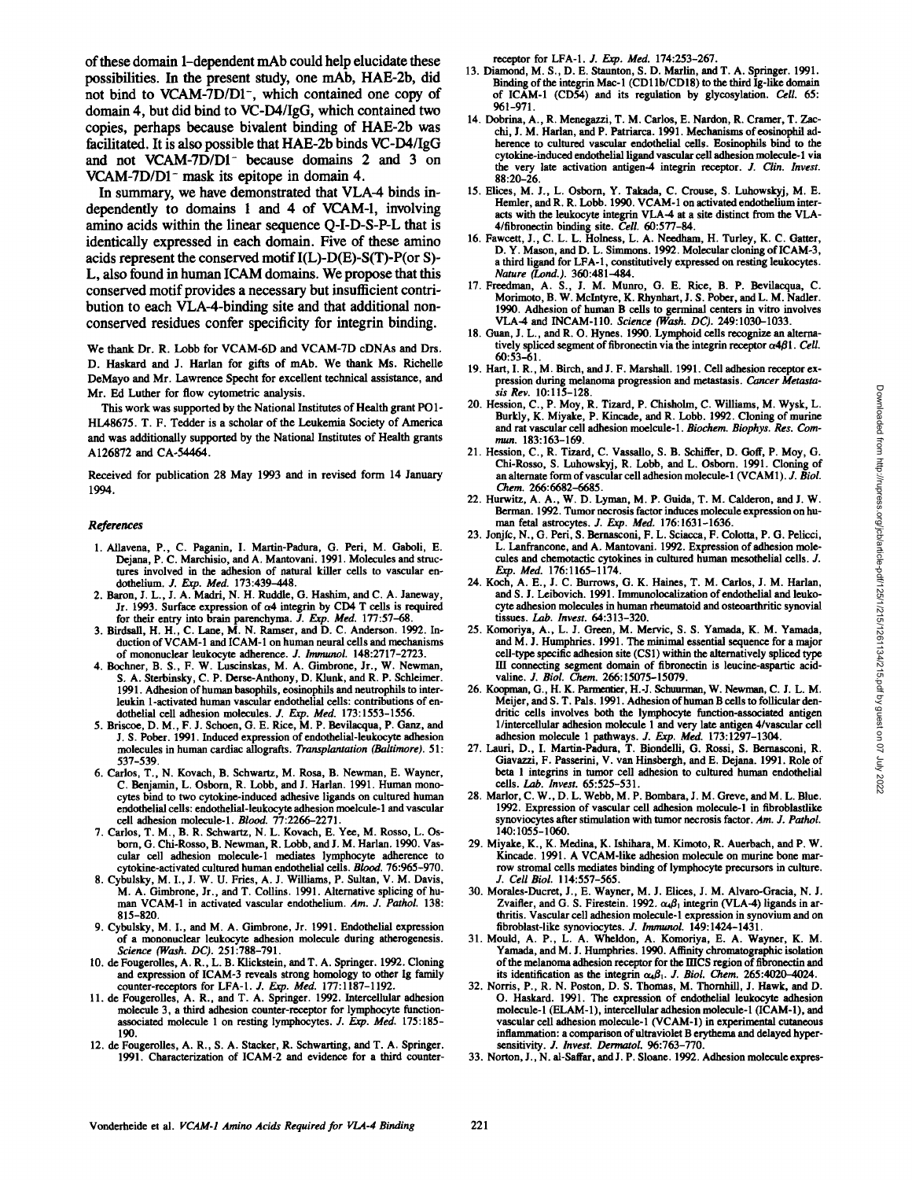of these domain 1–dependent mAb could help elucidate these possibilities. In the present study, one mAb, HAE-2b, did not bind to VCAM-7D/D1$^-$, which contained one copy of domain 4, but did bind to VC-D4/IgG, which contained two copies, perhaps because bivalent binding of HAE-2b was facilitated. It is also possible that HAE-2b binds VC-D4/IgG and not VCAM-7D/D1$^-$ because domains 2 and 3 on VCAM-7D/D1$^-$ mask its epitope in domain 4.

In summary, we have demonstrated that VLA-4 binds independently to domains 1 and 4 of VCAM-1, involving amino acids within the linear sequence Q-I-D-S-P-L that is identically expressed in each domain. Five of these amino acids represent the conserved motif I(L)-D(E)-S(T)-P(or S)-L, also found in human ICAM domains. We propose that this conserved motif provides a necessary but insufficient contribution to each VLA-4-binding site and that additional nonconserved residues confer specificity for integrin binding.

We thank Dr. R. Lobb for VCAM-6D and VCAM-7D cDNAs and Drs. D. Haskard and J. Harlan for gifts of mAb. We thank Ms. Richelle DeMayo and Mr. Lawrence Specht for excellent technical assistance, and Mr. Ed Luther for flow cytometric analysis.

This work was supported by the National Institutes of Health grant PO1-HL48675. T. F. Tedder is a scholar of the Leukemia Society of America and was additionally supported by the National Institutes of Health grants AI26872 and CA-54464.

Received for publication 28 May 1993 and in revised form 14 January 1994.

## References

1. Allavena, P., C. Paganin, I. Martin-Padura, G. Peri, M. Gaboli, E. Dejana, P. C. Marchisio, and A. Mantovani. 1991. Molecules and structures involved in the adhesion of natural killer cells to vascular endothelium. *J. Exp. Med.* 173:439–448.
2. Baron, J. L., J. A. Madri, N. H. Ruddle, G. Hashim, and C. A. Janeway, Jr. 1993. Surface expression of α4 integrin by CD4 T cells is required for their entry into brain parenchyma. *J. Exp. Med.* 177:57–68.
3. Birdsall, H. H., C. Lane, M. N. Ramser, and D. C. Anderson. 1992. Induction of VCAM-1 and ICAM-1 on human neural cells and mechanisms of mononuclear leukocyte adherence. *J. Immunol.* 148:2717–2723.
4. Bochner, B. S., F. W. Luscinskas, M. A. Gimbrone, Jr., W. Newman, S. A. Sterbinsky, C. P. Derse-Anthony, D. Klunk, and R. P. Schleimer. 1991. Adhesion of human basophils, eosinophils and neutrophils to interleukin 1-activated human vascular endothelial cells: contributions of endothelial cell adhesion molecules. *J. Exp. Med.* 173:1553–1556.
5. Briscoe, D. M., F. J. Schoen, G. E. Rice, M. P. Bevilacqua, P. Ganz, and J. S. Pober. 1991. Induced expression of endothelial-leukocyte adhesion molecules in human cardiac allografts. *Transplantation (Baltimore).* 51: 537–539.
6. Carlos, T., N. Kovach, B. Schwartz, M. Rosa, B. Newman, E. Wayner, C. Benjamin, L. Osborn, R. Lobb, and J. Harlan. 1991. Human monocytes bind to two cytokine-induced adhesive ligands on cultured human endothelial cells: endothelial-leukocyte adhesion moelcule-1 and vascular cell adhesion molecule-1. *Blood.* 77:2266–2271.
7. Carlos, T. M., B. R. Schwartz, N. L. Kovach, E. Yee, M. Rosso, L. Osborn, G. Chi-Rosso, B. Newman, R. Lobb, and J. M. Harlan. 1990. Vascular cell adhesion molecule-1 mediates lymphocyte adherence to cytokine-activated cultured human endothelial cells. *Blood.* 76:965–970.
8. Cybulsky, M. I., J. W. U. Fries, A. J. Williams, P. Sultan, V. M. Davis, M. A. Gimbrone, Jr., and T. Collins. 1991. Alternative splicing of human VCAM-1 in activated vascular endothelium. *Am. J. Pathol.* 138: 815–820.
9. Cybulsky, M. I., and M. A. Gimbrone, Jr. 1991. Endothelial expression of a mononuclear leukocyte adhesion molecule during atherogenesis. *Science (Wash. DC).* 251:788–791.
10. de Fougerolles, A. R., L. B. Klickstein, and T. A. Springer. 1992. Cloning and expression of ICAM-3 reveals strong homology to other Ig family counter-receptors for LFA-1. *J. Exp. Med.* 177:1187–1192.
11. de Fougerolles, A. R., and T. A. Springer. 1992. Intercellular adhesion molecule 3, a third adhesion counter-receptor for lymphocyte function-associated molecule 1 on resting lymphocytes. *J. Exp. Med.* 175:185–190.
12. de Fougerolles, A. R., S. A. Stacker, R. Schwarting, and T. A. Springer. 1991. Characterization of ICAM-2 and evidence for a third counter-receptor for LFA-1. *J. Exp. Med.* 174:253–267.
13. Diamond, M. S., D. E. Staunton, S. D. Marlin, and T. A. Springer. 1991. Binding of the integrin Mac-1 (CD11b/CD18) to the third Ig-like domain of ICAM-1 (CD54) and its regulation by glycosylation. *Cell.* 65: 961–971.
14. Dobrina, A., R. Menegazzi, T. M. Carlos, E. Nardon, R. Cramer, T. Zacchi, J. M. Harlan, and P. Patriarca. 1991. Mechanisms of eosinophil adherence to cultured vascular endothelial cells. Eosinophils bind to the cytokine-induced endothelial ligand vascular cell adhesion molecule-1 via the very late activation antigen-4 integrin receptor. *J. Clin. Invest.* 88:20–26.
15. Elices, M. J., L. Osborn, Y. Takada, C. Crouse, S. Luhowskyj, M. E. Hemler, and R. R. Lobb. 1990. VCAM-1 on activated endothelium interacts with the leukocyte integrin VLA-4 at a site distinct from the VLA-4/fibronectin binding site. *Cell.* 60:577–84.
16. Fawcett, J., C. L. L. Holness, L. A. Needham, H. Turley, K. C. Gatter, D. Y. Mason, and D. L. Simmons. 1992. Molecular cloning of ICAM-3, a third ligand for LFA-1, constitutively expressed on resting leukocytes. *Nature (Lond.).* 360:481–484.
17. Freedman, A. S., J. M. Munro, G. E. Rice, B. P. Bevilacqua, C. Morimoto, B. W. McIntyre, K. Rhynhart, J. S. Pober, and L. M. Nadler. 1990. Adhesion of human B cells to germinal centers in vitro involves VLA-4 and INCAM-110. *Science (Wash. DC).* 249:1030–1033.
18. Guan, J. L., and R. O. Hynes. 1990. Lymphoid cells recognize an alternatively spliced segment of fibronectin via the integrin receptor α4β1. *Cell.* 60:53–61.
19. Hart, I. R., M. Birch, and J. F. Marshall. 1991. Cell adhesion receptor expression during melanoma progression and metastasis. *Cancer Metastasis Rev.* 10:115–128.
20. Hession, C., P. Moy, R. Tizard, P. Chisholm, C. Williams, M. Wysk, L. Burkly, K. Miyake, P. Kincade, and R. Lobb. 1992. Cloning of murine and rat vascular cell adhesion moelcule-1. *Biochem. Biophys. Res. Commun.* 183:163–169.
21. Hession, C., R. Tizard, C. Vassallo, S. B. Schiffer, D. Goff, P. Moy, G. Chi-Rosso, S. Luhowskyj, R. Lobb, and L. Osborn. 1991. Cloning of an alternate form of vascular cell adhesion molecule-1 (VCAM1). *J. Biol. Chem.* 266:6682–6685.
22. Hurwitz, A. A., W. D. Lyman, M. P. Guida, T. M. Calderon, and J. W. Berman. 1992. Tumor necrosis factor induces molecule expression on human fetal astrocytes. *J. Exp. Med.* 176:1631–1636.
23. Jonjić, N., G. Peri, S. Bernasconi, F. L. Sciacca, F. Colotta, P. G. Pelicci, L. Lanfrancone, and A. Mantovani. 1992. Expression of adhesion molecules and chemotactic cytokines in cultured human mesothelial cells. *J. Exp. Med.* 176:1165–1174.
24. Koch, A. E., J. C. Burrows, G. K. Haines, T. M. Carlos, J. M. Harlan, and S. J. Leibovich. 1991. Immunolocalization of endothelial and leukocyte adhesion molecules in human rheumatoid and osteoarthritic synovial tissues. *Lab. Invest.* 64:313–320.
25. Komoriya, A., L. J. Green, M. Mervic, S. S. Yamada, K. M. Yamada, and M. J. Humphries. 1991. The minimal essential sequence for a major cell-type specific adhesion site (CS1) within the alternatively spliced type III connecting segment domain of fibronectin is leucine-aspartic acid-valine. *J. Biol. Chem.* 266:15075–15079.
26. Koopman, G., H. K. Parmentier, H.-J. Schuurman, W. Newman, C. J. L. M. Meijer, and S. T. Pals. 1991. Adhesion of human B cells to follicular dendritic cells involves both the lymphocyte function-associated antigen 1/intercellular adhesion molecule 1 and very late antigen 4/vascular cell adhesion molecule 1 pathways. *J. Exp. Med.* 173:1297–1304.
27. Lauri, D., I. Martin-Padura, T. Biondelli, G. Rossi, S. Bernasconi, R. Giavazzi, F. Passerini, V. van Hinsbergh, and E. Dejana. 1991. Role of beta 1 integrins in tumor cell adhesion to cultured human endothelial cells. *Lab. Invest.* 65:525–531.
28. Marlor, C. W., D. L. Webb, M. P. Bombara, J. M. Greve, and M. L. Blue. 1992. Expression of vascular cell adhesion molecule-1 in fibroblastlike synoviocytes after stimulation with tumor necrosis factor. *Am. J. Pathol.* 140:1055–1060.
29. Miyake, K., K. Medina, K. Ishihara, M. Kimoto, R. Auerbach, and P. W. Kincade. 1991. A VCAM-like adhesion molecule on murine bone marrow stromal cells mediates binding of lymphocyte precursors in culture. *J. Cell Biol.* 114:557–565.
30. Morales-Ducret, J., E. Wayner, M. J. Elices, J. M. Alvaro-Gracia, N. J. Zvaifler, and G. S. Firestein. 1992. $\alpha_4\beta_1$ integrin (VLA-4) ligands in arthritis. Vascular cell adhesion molecule-1 expression in synovium and on fibroblast-like synoviocytes. *J. Immunol.* 149:1424–1431.
31. Mould, A. P., L. A. Wheldon, A. Komoriya, E. A. Wayner, K. M. Yamada, and M. J. Humphries. 1990. Affinity chromatographic isolation of the melanoma adhesion receptor for the IIICS region of fibronectin and its identification as the integrin $\alpha_4\beta_1$. *J. Biol. Chem.* 265:4020–4024.
32. Norris, P., R. N. Poston, D. S. Thomas, M. Thornhill, J. Hawk, and D. O. Haskard. 1991. The expression of endothelial leukocyte adhesion molecule-1 (ELAM-1), intercellular adhesion molecule-1 (ICAM-1), and vascular cell adhesion molecule-1 (VCAM-1) in experimental cutaneous inflammation: a comparison of ultraviolet B erythema and delayed hypersensitivity. *J. Invest. Dermatol.* 96:763–770.
33. Norton, J., N. al-Saffar, and J. P. Sloane. 1992. Adhesion molecule expres-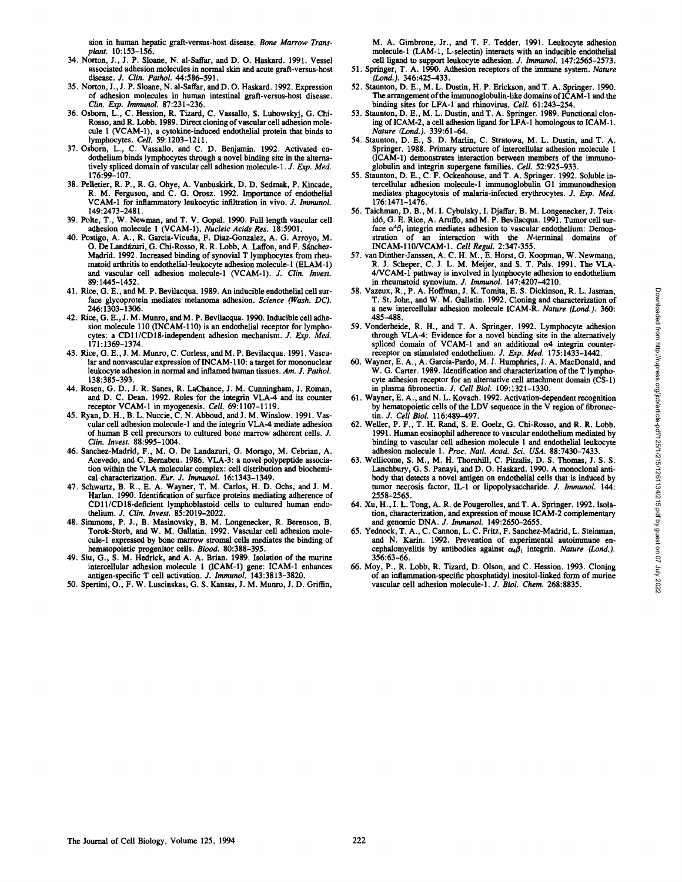sion in human hepatic graft-versus-host disease. *Bone Marrow Transplant.* 10:153–156.

34. Norton, J., J. P. Sloane, N. al-Saffar, and D. O. Haskard. 1991. Vessel associated adhesion molecules in normal skin and acute graft-versus-host disease. *J. Clin. Pathol.* 44:586–591.
35. Norton, J., J. P. Sloane, N. al-Saffar, and D. O. Haskard. 1992. Expression of adhesion molecules in human intestinal graft-versus-host disease. *Clin. Exp. Immunol.* 87:231–236.
36. Osborn, L., C. Hession, R. Tizard, C. Vassallo, S. Luhowskyj, G. Chi-Rosso, and R. Lobb. 1989. Direct cloning of vascular cell adhesion molecule 1 (VCAM-1), a cytokine-induced endothelial protein that binds to lymphocytes. *Cell.* 59:1203–1211.
37. Osborn, L., C. Vassallo, and C. D. Benjamin. 1992. Activated endothelium binds lymphocytes through a novel binding site in the alternatively spliced domain of vascular cell adhesion molecule-1. *J. Exp. Med.* 176:99–107.
38. Pelletier, R. P., R. G. Ohye, A. Vanbuskirk, D. D. Sedmak, P. Kincade, R. M. Ferguson, and C. G. Orosz. 1992. Importance of endothelial VCAM-1 for inflammatory leukocytic infiltration in vivo. *J. Immunol.* 149:2473–2481.
39. Polte, T., W. Newman, and T. V. Gopal. 1990. Full length vascular cell adhesion molecule 1 (VCAM-1). *Nucleic Acids Res.* 18:5901.
40. Postigo, A. A., R. Garcia-Vicuña, F. Diaz-Gonzalez, A. G. Arroyo, M. O. De Landázuri, G. Chi-Rosso, R. R. Lobb, A. Laffon, and F. Sánchez-Madrid. 1992. Increased binding of synovial T lymphocytes from rheumatoid arthritis to endothelial-leukocyte adhesion molecule-1 (ELAM-1) and vascular cell adhesion molecule-1 (VCAM-1). *J. Clin. Invest.* 89:1445–1452.
41. Rice, G. E., and M. P. Bevilacqua. 1989. An inducible endothelial cell surface glycoprotein mediates melanoma adhesion. *Science (Wash. DC).* 246:1303–1306.
42. Rice, G. E., J. M. Munro, and M. P. Bevilacqua. 1990. Inducible cell adhesion molecule 110 (INCAM-110) is an endothelial receptor for lymphocytes: a CD11/CD18-independent adhesion mechanism. *J. Exp. Med.* 171:1369–1374.
43. Rice, G. E., J. M. Munro, C. Corless, and M. P. Bevilacqua. 1991. Vascular and nonvascular expression of INCAM-110: a target for mononuclear leukocyte adhesion in normal and inflamed human tissues. *Am. J. Pathol.* 138:385–393.
44. Rosen, G. D., J. R. Sanes, R. LaChance, J. M. Cunningham, J. Roman, and D. C. Dean. 1992. Roles for the integrin VLA-4 and its counter receptor VCAM-1 in myogenesis. *Cell.* 69:1107–1119.
45. Ryan, D. H., B. L. Nuccie, C. N. Abboud, and J. M. Winslow. 1991. Vascular cell adhesion molecule-1 and the integrin VLA-4 mediate adhesion of human B cell precursors to cultured bone marrow adherent cells. *J. Clin. Invest.* 88:995–1004.
46. Sanchez-Madrid, F., M. O. De Landazuri, G. Morago, M. Cebrian, A. Acevedo, and C. Bernabeu. 1986. VLA-3: a novel polypeptide association within the VLA molecular complex: cell distribution and biochemical characterization. *Eur. J. Immunol.* 16:1343–1349.
47. Schwartz, B. R., E. A. Wayner, T. M. Carlos, H. D. Ochs, and J. M. Harlan. 1990. Identification of surface proteins mediating adherence of CD11/CD18-deficient lymphoblastoid cells to cultured human endothelium. *J. Clin. Invest.* 85:2019–2022.
48. Simmons, P. J., B. Masinovsky, B. M. Longenecker, R. Berenson, B. Torok-Storb, and W. M. Gallatin. 1992. Vascular cell adhesion molecule-1 expressed by bone marrow stromal cells mediates the binding of hematopoietic progenitor cells. *Blood.* 80:388–395.
49. Siu, G., S. M. Hedrick, and A. A. Brian. 1989. Isolation of the murine intercellular adhesion molecule 1 (ICAM-1) gene: ICAM-1 enhances antigen-specific T cell activation. *J. Immunol.* 143:3813–3820.
50. Spertini, O., F. W. Luscinskas, G. S. Kansas, J. M. Munro, J. D. Griffin, M. A. Gimbrone, Jr., and T. F. Tedder. 1991. Leukocyte adhesion molecule-1 (LAM-1, L-selectin) interacts with an inducible endothelial cell ligand to support leukocyte adhesion. *J. Immunol.* 147:2565–2573.
51. Springer, T. A. 1990. Adhesion receptors of the immune system. *Nature (Lond.).* 346:425–433.
52. Staunton, D. E., M. L. Dustin, H. P. Erickson, and T. A. Springer. 1990. The arrangement of the immunoglobulin-like domains of ICAM-1 and the binding sites for LFA-1 and rhinovirus. *Cell.* 61:243–254.
53. Staunton, D. E., M. L. Dustin, and T. A. Springer. 1989. Functional cloning of ICAM-2, a cell adhesion ligand for LFA-1 homologous to ICAM-1. *Nature (Lond.).* 339:61–64.
54. Staunton, D. E., S. D. Marlin, C. Stratowa, M. L. Dustin, and T. A. Springer. 1988. Primary structure of intercellular adhesion molecule 1 (ICAM-1) demonstrates interaction between members of the immunoglobulin and integrin supergene families. *Cell.* 52:925–933.
55. Staunton, D. E., C. F. Ockenhouse, and T. A. Springer. 1992. Soluble intercellular adhesion molecule-1 immunoglobulin G1 immunoadhesion mediates phagocytosis of malaria-infected erythrocytes. *J. Exp. Med.* 176:1471–1476.
56. Taichman, D. B., M. I. Cybulsky, I. Djaffar, B. M. Longenecker, J. Teixidó, G. E. Rice, A. Aruffo, and M. P. Bevilacqua. 1991. Tumor cell surface $\alpha^4\beta_1$ integrin mediates adhesion to vascular endothelium: Demonstration of an interaction with the *N*-terminal domains of INCAM-110/VCAM-1. *Cell Regul.* 2:347–355.
57. van Dinther-Janssen, A. C. H. M., E. Horst, G. Koopman, W. Newmann, R. J. Scheper, C. J. L. M. Meijer, and S. T. Pals. 1991. The VLA-4/VCAM-1 pathway is involved in lymphocyte adhesion to endothelium in rheumatoid synovium. *J. Immunol.* 147:4207–4210.
58. Vazeux, R., P. A. Hoffman, J. K. Tomita, E. S. Dickinson, R. L. Jasman, T. St. John, and W. M. Gallatin. 1992. Cloning and characterization of a new intercellular adhesion molecule ICAM-R. *Nature (Lond.).* 360: 485–488.
59. Vonderheide, R. H., and T. A. Springer. 1992. Lymphocyte adhesion through VLA-4: Evidence for a novel binding site in the alternatively spliced domain of VCAM-1 and an additional $\alpha$4 integrin counter-receptor on stimulated endothelium. *J. Exp. Med.* 175:1433–1442.
60. Wayner, E. A., A. Garcia-Pardo, M. J. Humphries, J. A. MacDonald, and W. G. Carter. 1989. Identification and characterization of the T lymphocyte adhesion receptor for an alternative cell attachment domain (CS-1) in plasma fibronectin. *J. Cell Biol.* 109:1321–1330.
61. Wayner, E. A., and N. L. Kovach. 1992. Activation-dependent recognition by hematopoietic cells of the LDV sequence in the V region of fibronectin. *J. Cell Biol.* 116:489–497.
62. Weller, P. F., T. H. Rand, S. E. Goelz, G. Chi-Rosso, and R. R. Lobb. 1991. Human eosinophil adherence to vascular endothelium mediated by binding to vascular cell adhesion molecule 1 and endothelial leukocyte adhesion molecule 1. *Proc. Natl. Acad. Sci. USA.* 88:7430–7433.
63. Wellicome, S. M., M. H. Thornhill, C. Pitzalis, D. S. Thomas, J. S. S. Lanchbury, G. S. Panayi, and D. O. Haskard. 1990. A monoclonal antibody that detects a novel antigen on endothelial cells that is induced by tumor necrosis factor, IL-1 or lipopolysaccharide. *J. Immunol.* 144: 2558–2565.
64. Xu, H., I. L. Tong, A. R. de Fougerolles, and T. A. Springer. 1992. Isolation, characterization, and expression of mouse ICAM-2 complementary and genomic DNA. *J. Immunol.* 149:2650–2655.
65. Yednock, T. A., C. Cannon, L. C. Fritz, F. Sanchez-Madrid, L. Steinman, and N. Karin. 1992. Prevention of experimental autoimmune encephalomyelitis by antibodies against $\alpha_4\beta_1$ integrin. *Nature (Lond.).* 356:63–66.
66. Moy, P., R. Lobb, R. Tizard, D. Olson, and C. Hession. 1993. Cloning of an inflammation-specific phosphatidyl inositol-linked form of murine vascular cell adhesion molecule-1. *J. Biol. Chem.* 268:8835.